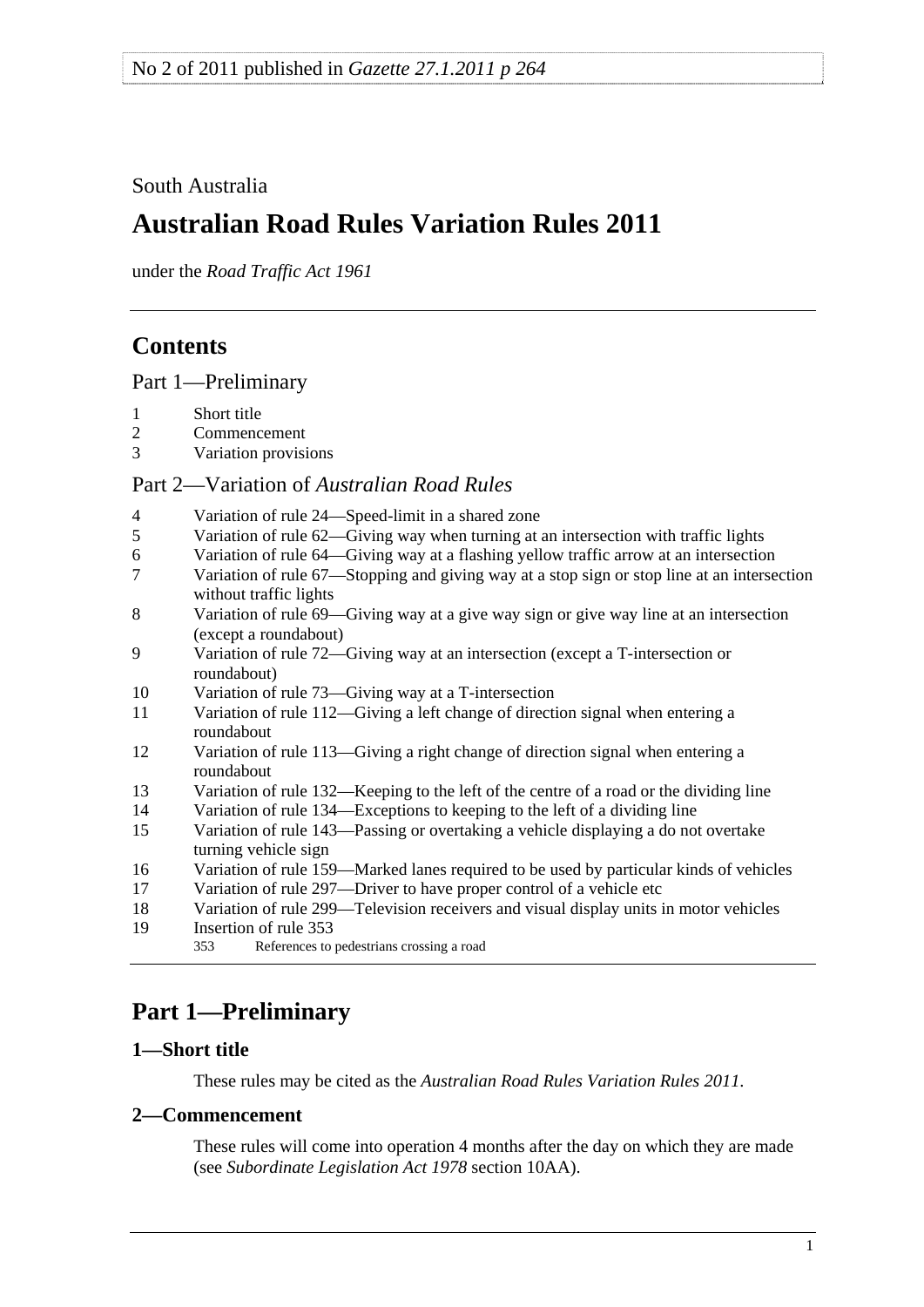No 2 of 2011 published in *Gazette 27.1.2011 p 264*

South Australia

# Australian Road Rules Variation Rules 2011

under the *Road Traffic Act 1961*

## Contents

Part 1—Preliminary

1 Short title
2 Commencement
3 Variation provisions

Part 2—Variation of *Australian Road Rules*

4 Variation of rule 24—Speed-limit in a shared zone
5 Variation of rule 62—Giving way when turning at an intersection with traffic lights
6 Variation of rule 64—Giving way at a flashing yellow traffic arrow at an intersection
7 Variation of rule 67—Stopping and giving way at a stop sign or stop line at an intersection without traffic lights
8 Variation of rule 69—Giving way at a give way sign or give way line at an intersection (except a roundabout)
9 Variation of rule 72—Giving way at an intersection (except a T-intersection or roundabout)
10 Variation of rule 73—Giving way at a T-intersection
11 Variation of rule 112—Giving a left change of direction signal when entering a roundabout
12 Variation of rule 113—Giving a right change of direction signal when entering a roundabout
13 Variation of rule 132—Keeping to the left of the centre of a road or the dividing line
14 Variation of rule 134—Exceptions to keeping to the left of a dividing line
15 Variation of rule 143—Passing or overtaking a vehicle displaying a do not overtake turning vehicle sign
16 Variation of rule 159—Marked lanes required to be used by particular kinds of vehicles
17 Variation of rule 297—Driver to have proper control of a vehicle etc
18 Variation of rule 299—Television receivers and visual display units in motor vehicles
19 Insertion of rule 353
    353 References to pedestrians crossing a road

## Part 1—Preliminary

### 1—Short title

These rules may be cited as the *Australian Road Rules Variation Rules 2011*.

### 2—Commencement

These rules will come into operation 4 months after the day on which they are made (see *Subordinate Legislation Act 1978* section 10AA).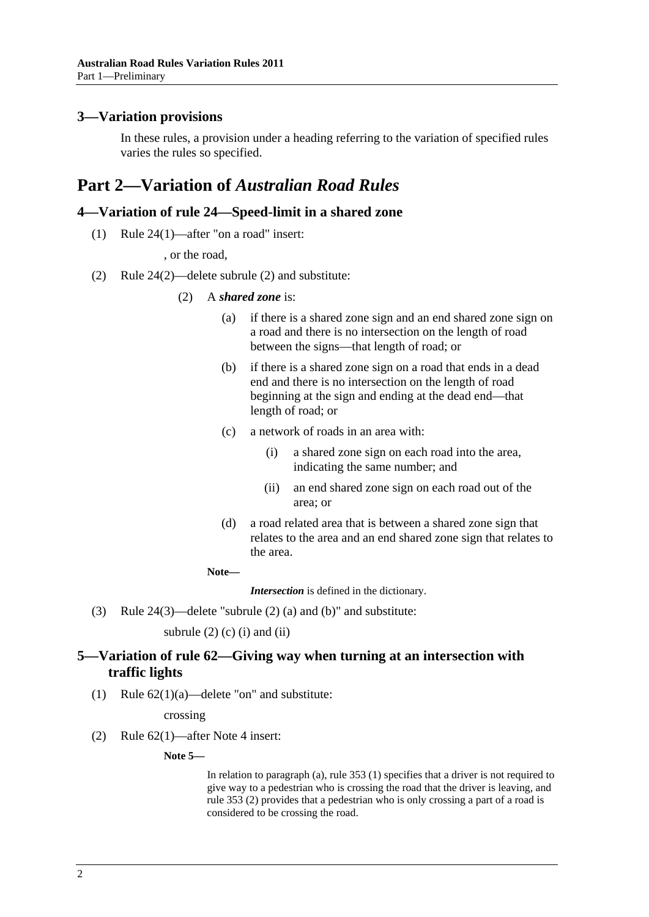## 3—Variation provisions

In these rules, a provision under a heading referring to the variation of specified rules varies the rules so specified.

# Part 2—Variation of *Australian Road Rules*

## 4—Variation of rule 24—Speed-limit in a shared zone

(1) Rule 24(1)—after "on a road" insert:

, or the road,

(2) Rule 24(2)—delete subrule (2) and substitute:

(2) A ***shared zone*** is:

(a) if there is a shared zone sign and an end shared zone sign on a road and there is no intersection on the length of road between the signs—that length of road; or

(b) if there is a shared zone sign on a road that ends in a dead end and there is no intersection on the length of road beginning at the sign and ending at the dead end—that length of road; or

(c) a network of roads in an area with:

(i) a shared zone sign on each road into the area, indicating the same number; and

(ii) an end shared zone sign on each road out of the area; or

(d) a road related area that is between a shared zone sign that relates to the area and an end shared zone sign that relates to the area.

**Note—**

***Intersection*** is defined in the dictionary.

(3) Rule 24(3)—delete "subrule (2) (a) and (b)" and substitute:

subrule (2) (c) (i) and (ii)

## 5—Variation of rule 62—Giving way when turning at an intersection with traffic lights

(1) Rule 62(1)(a)—delete "on" and substitute:

crossing

(2) Rule 62(1)—after Note 4 insert:

**Note 5—**

In relation to paragraph (a), rule 353 (1) specifies that a driver is not required to give way to a pedestrian who is crossing the road that the driver is leaving, and rule 353 (2) provides that a pedestrian who is only crossing a part of a road is considered to be crossing the road.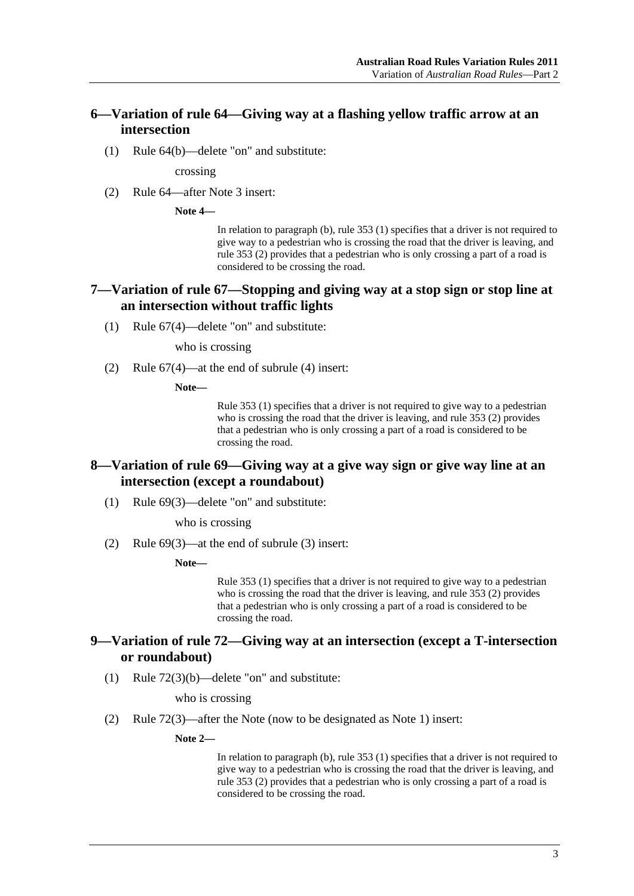## 6—Variation of rule 64—Giving way at a flashing yellow traffic arrow at an intersection

(1) Rule 64(b)—delete "on" and substitute:

crossing

(2) Rule 64—after Note 3 insert:

**Note 4—**

In relation to paragraph (b), rule 353 (1) specifies that a driver is not required to give way to a pedestrian who is crossing the road that the driver is leaving, and rule 353 (2) provides that a pedestrian who is only crossing a part of a road is considered to be crossing the road.

## 7—Variation of rule 67—Stopping and giving way at a stop sign or stop line at an intersection without traffic lights

(1) Rule 67(4)—delete "on" and substitute:

who is crossing

(2) Rule 67(4)—at the end of subrule (4) insert:

**Note—**

Rule 353 (1) specifies that a driver is not required to give way to a pedestrian who is crossing the road that the driver is leaving, and rule 353 (2) provides that a pedestrian who is only crossing a part of a road is considered to be crossing the road.

## 8—Variation of rule 69—Giving way at a give way sign or give way line at an intersection (except a roundabout)

(1) Rule 69(3)—delete "on" and substitute:

who is crossing

(2) Rule 69(3)—at the end of subrule (3) insert:

**Note—**

Rule 353 (1) specifies that a driver is not required to give way to a pedestrian who is crossing the road that the driver is leaving, and rule 353 (2) provides that a pedestrian who is only crossing a part of a road is considered to be crossing the road.

## 9—Variation of rule 72—Giving way at an intersection (except a T-intersection or roundabout)

(1) Rule 72(3)(b)—delete "on" and substitute:

who is crossing

(2) Rule 72(3)—after the Note (now to be designated as Note 1) insert:

**Note 2—**

In relation to paragraph (b), rule 353 (1) specifies that a driver is not required to give way to a pedestrian who is crossing the road that the driver is leaving, and rule 353 (2) provides that a pedestrian who is only crossing a part of a road is considered to be crossing the road.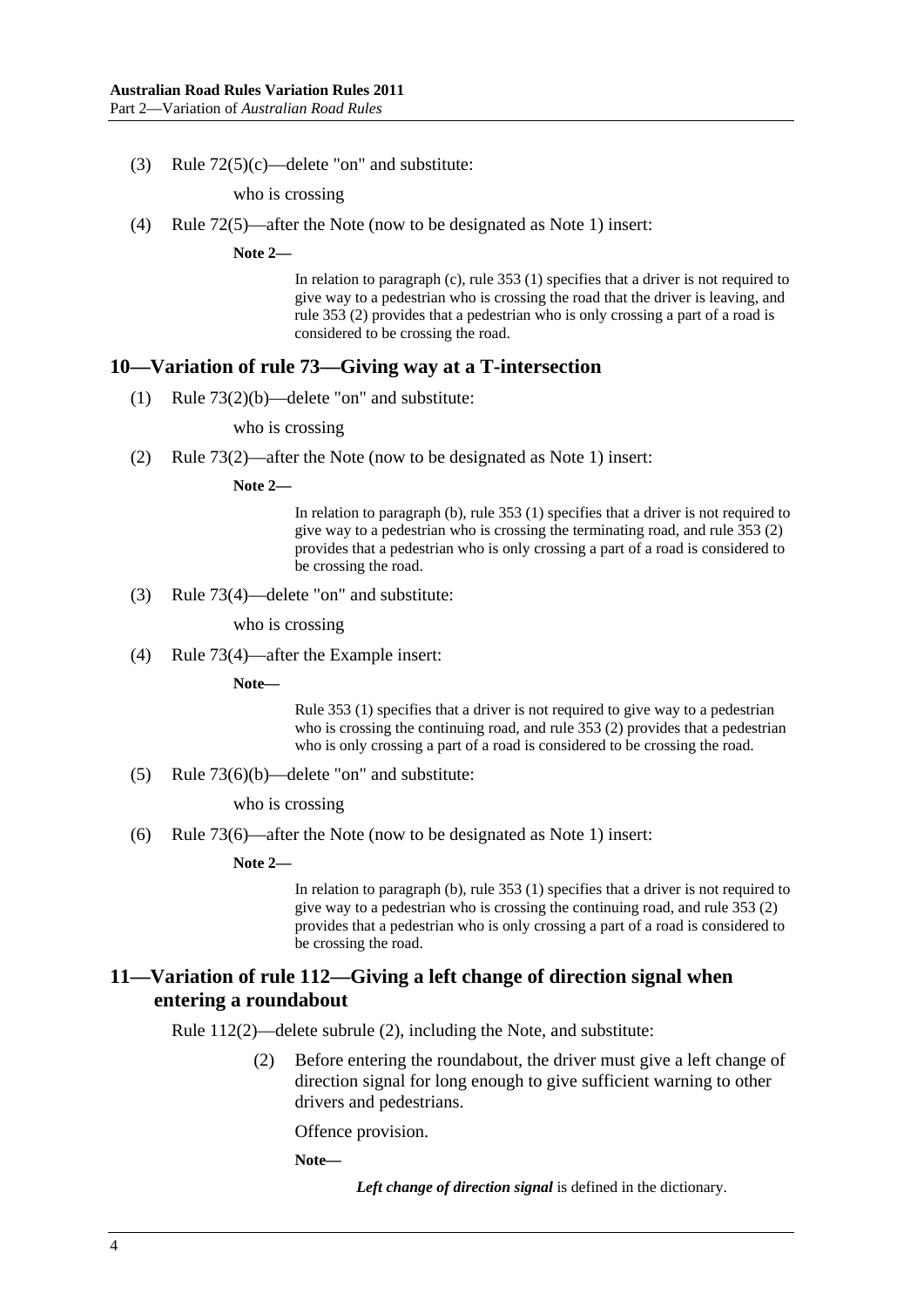(3) Rule 72(5)(c)—delete "on" and substitute:

who is crossing

(4) Rule 72(5)—after the Note (now to be designated as Note 1) insert:

**Note 2—**

In relation to paragraph (c), rule 353 (1) specifies that a driver is not required to give way to a pedestrian who is crossing the road that the driver is leaving, and rule 353 (2) provides that a pedestrian who is only crossing a part of a road is considered to be crossing the road.

## 10—Variation of rule 73—Giving way at a T-intersection

(1) Rule 73(2)(b)—delete "on" and substitute:

who is crossing

(2) Rule 73(2)—after the Note (now to be designated as Note 1) insert:

**Note 2—**

In relation to paragraph (b), rule 353 (1) specifies that a driver is not required to give way to a pedestrian who is crossing the terminating road, and rule 353 (2) provides that a pedestrian who is only crossing a part of a road is considered to be crossing the road.

(3) Rule 73(4)—delete "on" and substitute:

who is crossing

(4) Rule 73(4)—after the Example insert:

**Note—**

Rule 353 (1) specifies that a driver is not required to give way to a pedestrian who is crossing the continuing road, and rule 353 (2) provides that a pedestrian who is only crossing a part of a road is considered to be crossing the road.

(5) Rule 73(6)(b)—delete "on" and substitute:

who is crossing

(6) Rule 73(6)—after the Note (now to be designated as Note 1) insert:

**Note 2—**

In relation to paragraph (b), rule 353 (1) specifies that a driver is not required to give way to a pedestrian who is crossing the continuing road, and rule 353 (2) provides that a pedestrian who is only crossing a part of a road is considered to be crossing the road.

## 11—Variation of rule 112—Giving a left change of direction signal when entering a roundabout

Rule 112(2)—delete subrule (2), including the Note, and substitute:

(2) Before entering the roundabout, the driver must give a left change of direction signal for long enough to give sufficient warning to other drivers and pedestrians.

Offence provision.

**Note—**

***Left change of direction signal*** is defined in the dictionary.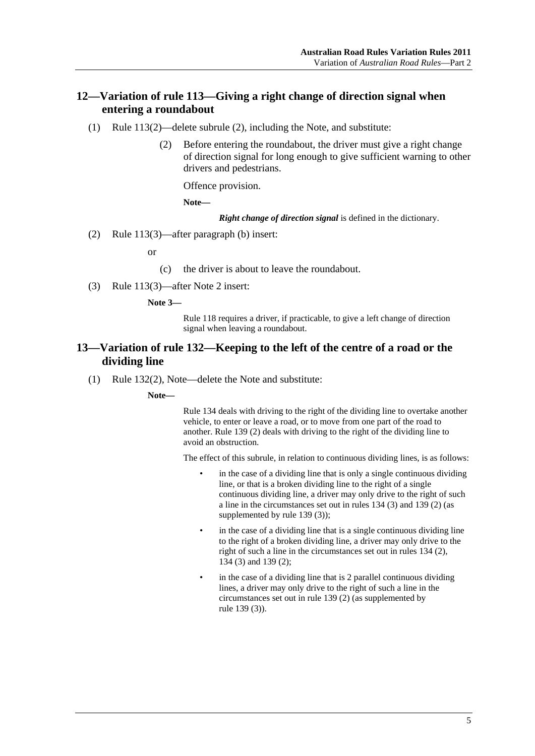## 12—Variation of rule 113—Giving a right change of direction signal when entering a roundabout

(1) Rule 113(2)—delete subrule (2), including the Note, and substitute:

> (2) Before entering the roundabout, the driver must give a right change of direction signal for long enough to give sufficient warning to other drivers and pedestrians.
>
> Offence provision.
>
> **Note—**
>
> ***Right change of direction signal*** is defined in the dictionary.

(2) Rule 113(3)—after paragraph (b) insert:

> or
>
> (c) the driver is about to leave the roundabout.

(3) Rule 113(3)—after Note 2 insert:

> **Note 3—**
>
> Rule 118 requires a driver, if practicable, to give a left change of direction signal when leaving a roundabout.

## 13—Variation of rule 132—Keeping to the left of the centre of a road or the dividing line

(1) Rule 132(2), Note—delete the Note and substitute:

> **Note—**
>
> Rule 134 deals with driving to the right of the dividing line to overtake another vehicle, to enter or leave a road, or to move from one part of the road to another. Rule 139 (2) deals with driving to the right of the dividing line to avoid an obstruction.
>
> The effect of this subrule, in relation to continuous dividing lines, is as follows:
>
> - in the case of a dividing line that is only a single continuous dividing line, or that is a broken dividing line to the right of a single continuous dividing line, a driver may only drive to the right of such a line in the circumstances set out in rules 134 (3) and 139 (2) (as supplemented by rule 139 (3));
> - in the case of a dividing line that is a single continuous dividing line to the right of a broken dividing line, a driver may only drive to the right of such a line in the circumstances set out in rules 134 (2), 134 (3) and 139 (2);
> - in the case of a dividing line that is 2 parallel continuous dividing lines, a driver may only drive to the right of such a line in the circumstances set out in rule 139 (2) (as supplemented by rule 139 (3)).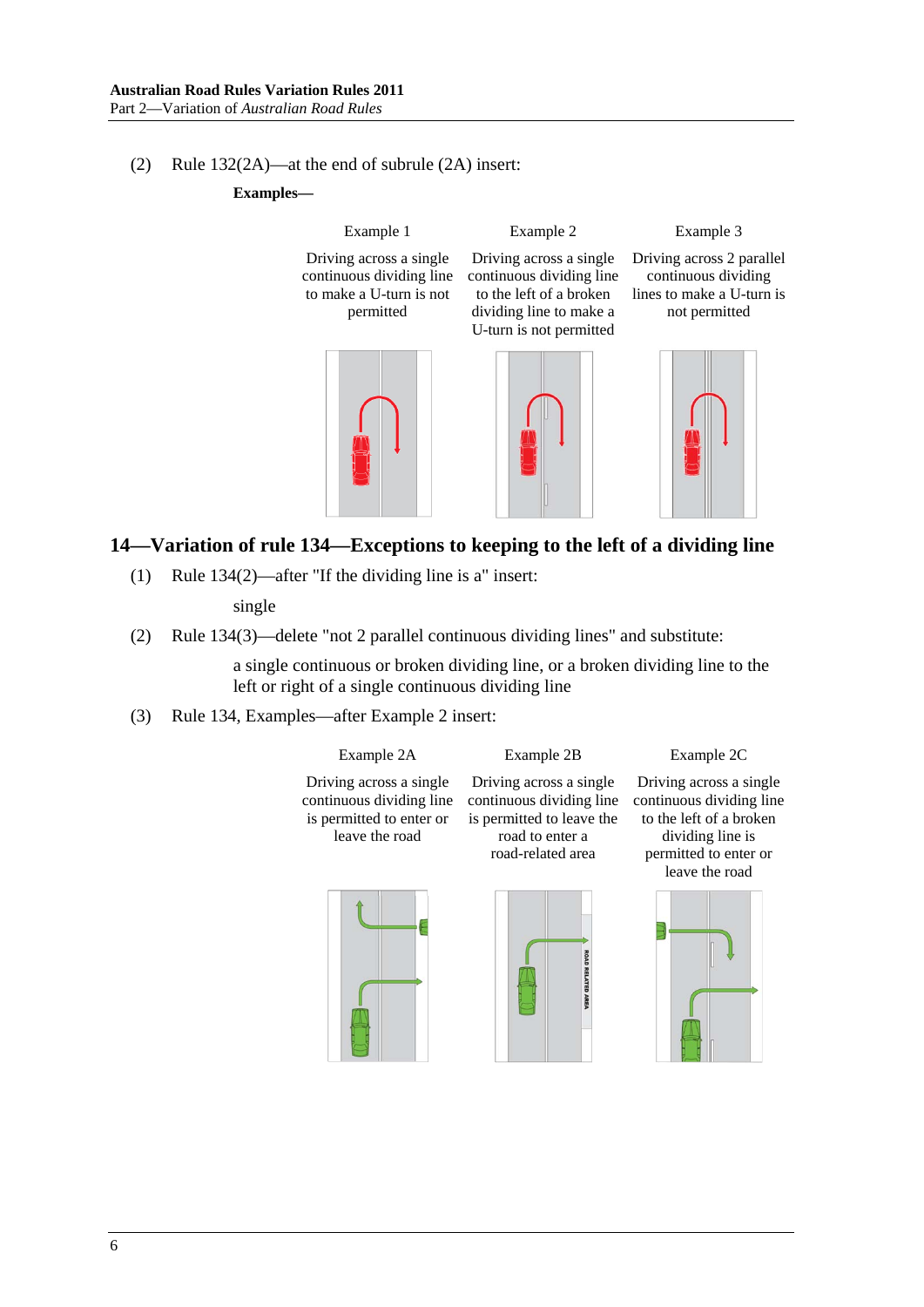(2) Rule 132(2A)—at the end of subrule (2A) insert:

**Examples—**

| Example 1 | Example 2 | Example 3 |
| --- | --- | --- |
| Driving across a single continuous dividing line to make a U-turn is not permitted | Driving across a single continuous dividing line to the left of a broken dividing line to make a U-turn is not permitted | Driving across 2 parallel continuous dividing lines to make a U-turn is not permitted |

## 14—Variation of rule 134—Exceptions to keeping to the left of a dividing line

(1) Rule 134(2)—after "If the dividing line is a" insert:

single

(2) Rule 134(3)—delete "not 2 parallel continuous dividing lines" and substitute:

a single continuous or broken dividing line, or a broken dividing line to the left or right of a single continuous dividing line

(3) Rule 134, Examples—after Example 2 insert:

| Example 2A | Example 2B | Example 2C |
| --- | --- | --- |
| Driving across a single continuous dividing line is permitted to enter or leave the road | Driving across a single continuous dividing line is permitted to leave the road to enter a road-related area | Driving across a single continuous dividing line to the left of a broken dividing line is permitted to enter or leave the road |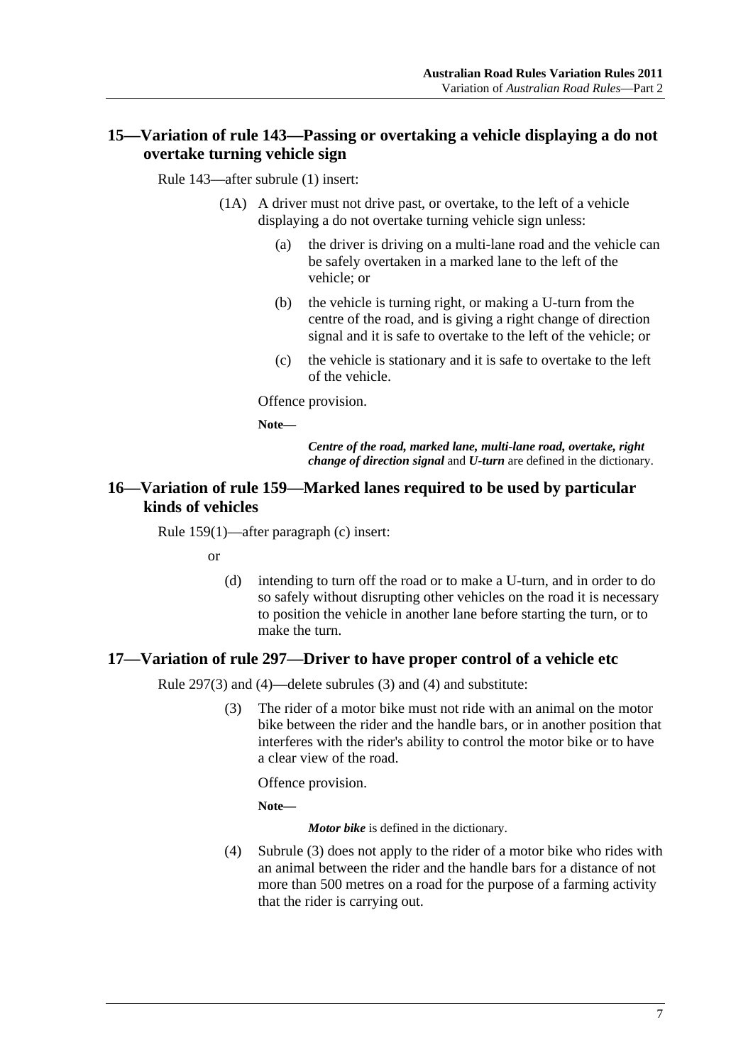## 15—Variation of rule 143—Passing or overtaking a vehicle displaying a do not overtake turning vehicle sign

Rule 143—after subrule (1) insert:

(1A) A driver must not drive past, or overtake, to the left of a vehicle displaying a do not overtake turning vehicle sign unless:

(a) the driver is driving on a multi-lane road and the vehicle can be safely overtaken in a marked lane to the left of the vehicle; or

(b) the vehicle is turning right, or making a U-turn from the centre of the road, and is giving a right change of direction signal and it is safe to overtake to the left of the vehicle; or

(c) the vehicle is stationary and it is safe to overtake to the left of the vehicle.

Offence provision.

**Note—**

***Centre of the road, marked lane, multi-lane road, overtake, right change of direction signal*** and ***U-turn*** are defined in the dictionary.

## 16—Variation of rule 159—Marked lanes required to be used by particular kinds of vehicles

Rule 159(1)—after paragraph (c) insert:

or

(d) intending to turn off the road or to make a U-turn, and in order to do so safely without disrupting other vehicles on the road it is necessary to position the vehicle in another lane before starting the turn, or to make the turn.

## 17—Variation of rule 297—Driver to have proper control of a vehicle etc

Rule 297(3) and (4)—delete subrules (3) and (4) and substitute:

(3) The rider of a motor bike must not ride with an animal on the motor bike between the rider and the handle bars, or in another position that interferes with the rider's ability to control the motor bike or to have a clear view of the road.

Offence provision.

**Note—**

***Motor bike*** is defined in the dictionary.

(4) Subrule (3) does not apply to the rider of a motor bike who rides with an animal between the rider and the handle bars for a distance of not more than 500 metres on a road for the purpose of a farming activity that the rider is carrying out.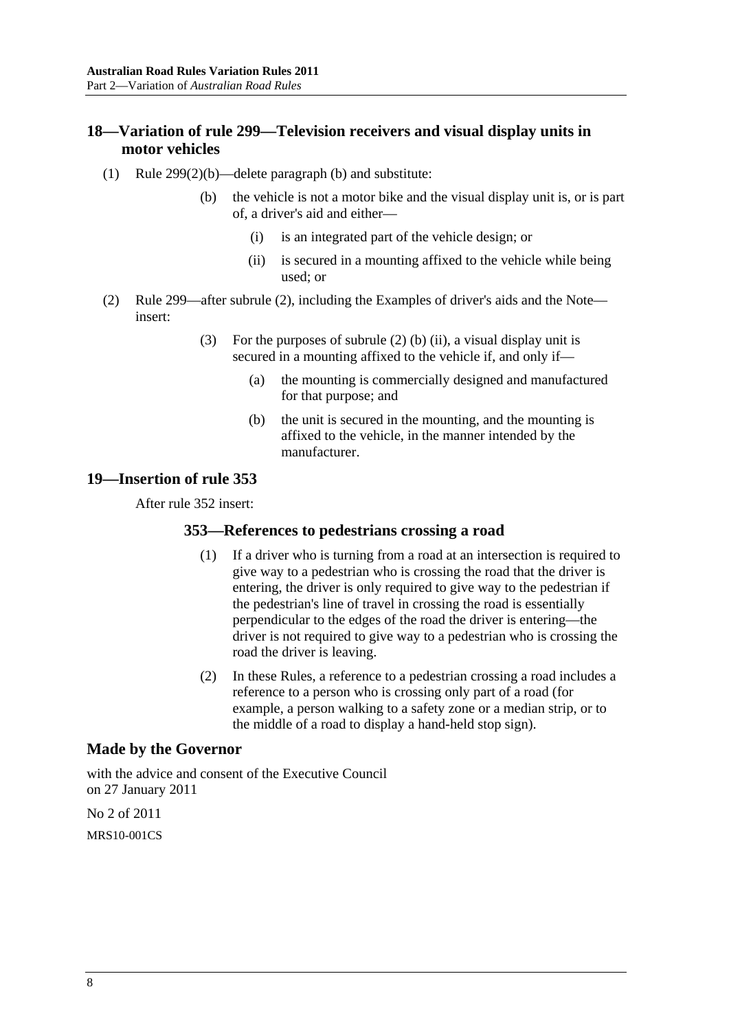## 18—Variation of rule 299—Television receivers and visual display units in motor vehicles

(1) Rule 299(2)(b)—delete paragraph (b) and substitute:

> (b) the vehicle is not a motor bike and the visual display unit is, or is part of, a driver's aid and either—
>
> > (i) is an integrated part of the vehicle design; or
> >
> > (ii) is secured in a mounting affixed to the vehicle while being used; or

(2) Rule 299—after subrule (2), including the Examples of driver's aids and the Note—insert:

> (3) For the purposes of subrule (2) (b) (ii), a visual display unit is secured in a mounting affixed to the vehicle if, and only if—
>
> > (a) the mounting is commercially designed and manufactured for that purpose; and
> >
> > (b) the unit is secured in the mounting, and the mounting is affixed to the vehicle, in the manner intended by the manufacturer.

## 19—Insertion of rule 353

After rule 352 insert:

### 353—References to pedestrians crossing a road

> (1) If a driver who is turning from a road at an intersection is required to give way to a pedestrian who is crossing the road that the driver is entering, the driver is only required to give way to the pedestrian if the pedestrian's line of travel in crossing the road is essentially perpendicular to the edges of the road the driver is entering—the driver is not required to give way to a pedestrian who is crossing the road the driver is leaving.
>
> (2) In these Rules, a reference to a pedestrian crossing a road includes a reference to a person who is crossing only part of a road (for example, a person walking to a safety zone or a median strip, or to the middle of a road to display a hand-held stop sign).

## Made by the Governor

with the advice and consent of the Executive Council
on 27 January 2011

No 2 of 2011

MRS10-001CS